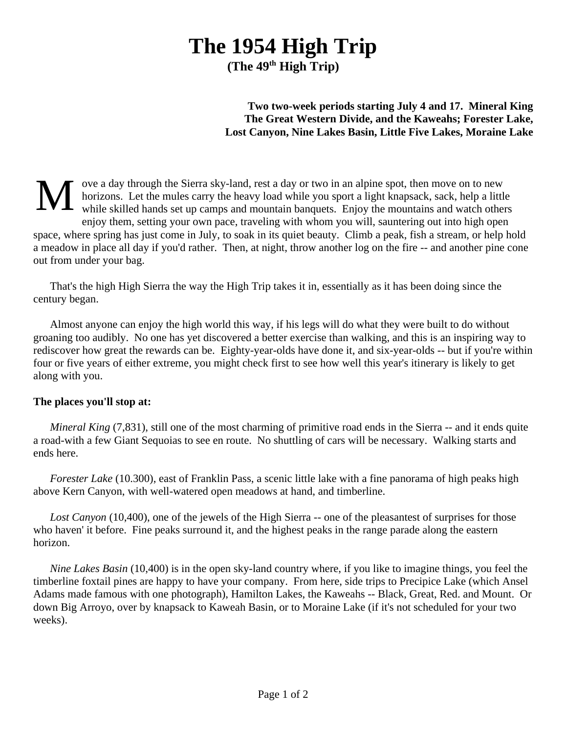# The 1954 High Trip

**(The 49th High Trip)**

**Two two-week periods starting July 4 and 17. Mineral King The Great Western Divide, and the Kaweahs; Forester Lake, Lost Canyon, Nine Lakes Basin, Little Five Lakes, Moraine Lake**

Move a day through the Sierra sky-land, rest a day or two in an alpine spot, then move on to new horizons. Let the mules carry the heavy load while you sport a light knapsack, sack, help a little while skilled hands set up camps and mountain banquets. Enjoy the mountains and watch others enjoy them, setting your own pace, traveling with whom you will, sauntering out into high open space, where spring has just come in July, to soak in its quiet beauty. Climb a peak, fish a stream, or help hold a meadow in place all day if you'd rather. Then, at night, throw another log on the fire -- and another pine cone out from under your bag.

That's the high High Sierra the way the High Trip takes it in, essentially as it has been doing since the century began.

Almost anyone can enjoy the high world this way, if his legs will do what they were built to do without groaning too audibly. No one has yet discovered a better exercise than walking, and this is an inspiring way to rediscover how great the rewards can be. Eighty-year-olds have done it, and six-year-olds -- but if you're within four or five years of either extreme, you might check first to see how well this year's itinerary is likely to get along with you.

**The places you'll stop at:**

*Mineral King* (7,831), still one of the most charming of primitive road ends in the Sierra -- and it ends quite a road-with a few Giant Sequoias to see en route. No shuttling of cars will be necessary. Walking starts and ends here.

*Forester Lake* (10.300), east of Franklin Pass, a scenic little lake with a fine panorama of high peaks high above Kern Canyon, with well-watered open meadows at hand, and timberline.

*Lost Canyon* (10,400), one of the jewels of the High Sierra -- one of the pleasantest of surprises for those who haven' it before. Fine peaks surround it, and the highest peaks in the range parade along the eastern horizon.

*Nine Lakes Basin* (10,400) is in the open sky-land country where, if you like to imagine things, you feel the timberline foxtail pines are happy to have your company. From here, side trips to Precipice Lake (which Ansel Adams made famous with one photograph), Hamilton Lakes, the Kaweahs -- Black, Great, Red. and Mount. Or down Big Arroyo, over by knapsack to Kaweah Basin, or to Moraine Lake (if it's not scheduled for your two weeks).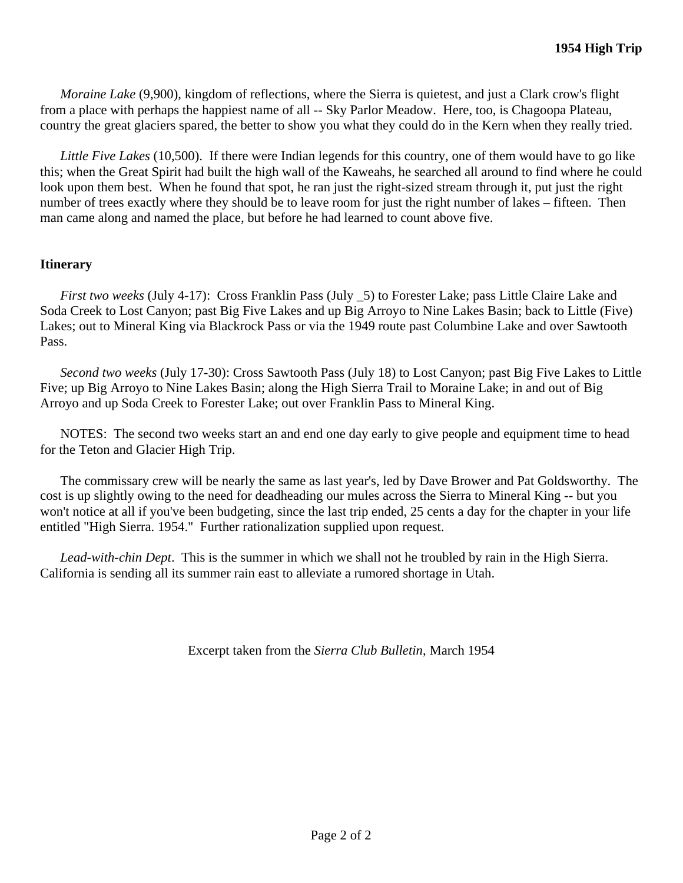*Moraine Lake* (9,900), kingdom of reflections, where the Sierra is quietest, and just a Clark crow's flight from a place with perhaps the happiest name of all -- Sky Parlor Meadow. Here, too, is Chagoopa Plateau, country the great glaciers spared, the better to show you what they could do in the Kern when they really tried.

*Little Five Lakes* (10,500). If there were Indian legends for this country, one of them would have to go like this; when the Great Spirit had built the high wall of the Kaweahs, he searched all around to find where he could look upon them best. When he found that spot, he ran just the right-sized stream through it, put just the right number of trees exactly where they should be to leave room for just the right number of lakes – fifteen. Then man came along and named the place, but before he had learned to count above five.

**Itinerary**

*First two weeks* (July 4-17): Cross Franklin Pass (July _5) to Forester Lake; pass Little Claire Lake and Soda Creek to Lost Canyon; past Big Five Lakes and up Big Arroyo to Nine Lakes Basin; back to Little (Five) Lakes; out to Mineral King via Blackrock Pass or via the 1949 route past Columbine Lake and over Sawtooth Pass.

*Second two weeks* (July 17-30): Cross Sawtooth Pass (July 18) to Lost Canyon; past Big Five Lakes to Little Five; up Big Arroyo to Nine Lakes Basin; along the High Sierra Trail to Moraine Lake; in and out of Big Arroyo and up Soda Creek to Forester Lake; out over Franklin Pass to Mineral King.

NOTES: The second two weeks start an and end one day early to give people and equipment time to head for the Teton and Glacier High Trip.

The commissary crew will be nearly the same as last year's, led by Dave Brower and Pat Goldsworthy. The cost is up slightly owing to the need for deadheading our mules across the Sierra to Mineral King -- but you won't notice at all if you've been budgeting, since the last trip ended, 25 cents a day for the chapter in your life entitled "High Sierra. 1954." Further rationalization supplied upon request.

*Lead-with-chin Dept*. This is the summer in which we shall not he troubled by rain in the High Sierra. California is sending all its summer rain east to alleviate a rumored shortage in Utah.

Excerpt taken from the *Sierra Club Bulletin*, March 1954